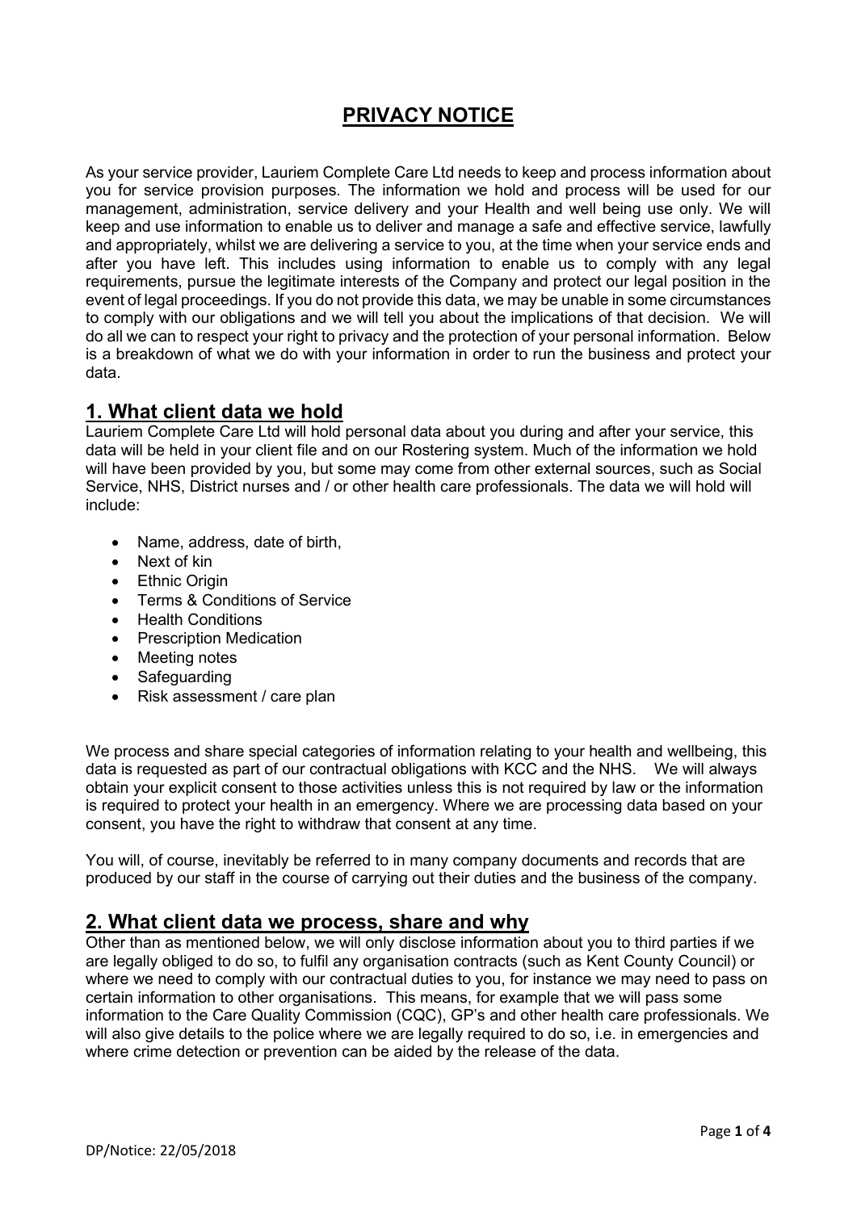# **PRIVACY NOTICE**

As your service provider, Lauriem Complete Care Ltd needs to keep and process information about you for service provision purposes. The information we hold and process will be used for our management, administration, service delivery and your Health and well being use only. We will keep and use information to enable us to deliver and manage a safe and effective service, lawfully and appropriately, whilst we are delivering a service to you, at the time when your service ends and after you have left. This includes using information to enable us to comply with any legal requirements, pursue the legitimate interests of the Company and protect our legal position in the event of legal proceedings. If you do not provide this data, we may be unable in some circumstances to comply with our obligations and we will tell you about the implications of that decision. We will do all we can to respect your right to privacy and the protection of your personal information. Below is a breakdown of what we do with your information in order to run the business and protect your data.

## 1. What client data we hold

Lauriem Complete Care Ltd will hold personal data about you during and after your service, this data will be held in your client file and on our Rostering system. Much of the information we hold will have been provided by you, but some may come from other external sources, such as Social Service, NHS, District nurses and / or other health care professionals. The data we will hold will include:

- Name, address, date of birth,
- Next of kin
- Ethnic Origin
- Terms & Conditions of Service
- Health Conditions
- Prescription Medication
- Meeting notes
- Safeguarding
- Risk assessment / care plan

We process and share special categories of information relating to your health and wellbeing, this data is requested as part of our contractual obligations with KCC and the NHS. We will always obtain your explicit consent to those activities unless this is not required by law or the information is required to protect your health in an emergency. Where we are processing data based on your consent, you have the right to withdraw that consent at any time.

You will, of course, inevitably be referred to in many company documents and records that are produced by our staff in the course of carrying out their duties and the business of the company.

## 2. What client data we process, share and why

Other than as mentioned below, we will only disclose information about you to third parties if we are legally obliged to do so, to fulfil any organisation contracts (such as Kent County Council) or where we need to comply with our contractual duties to you, for instance we may need to pass on certain information to other organisations. This means, for example that we will pass some information to the Care Quality Commission (CQC), GP's and other health care professionals. We will also give details to the police where we are legally required to do so, i.e. in emergencies and where crime detection or prevention can be aided by the release of the data.

DP/Notice: 22/05/2018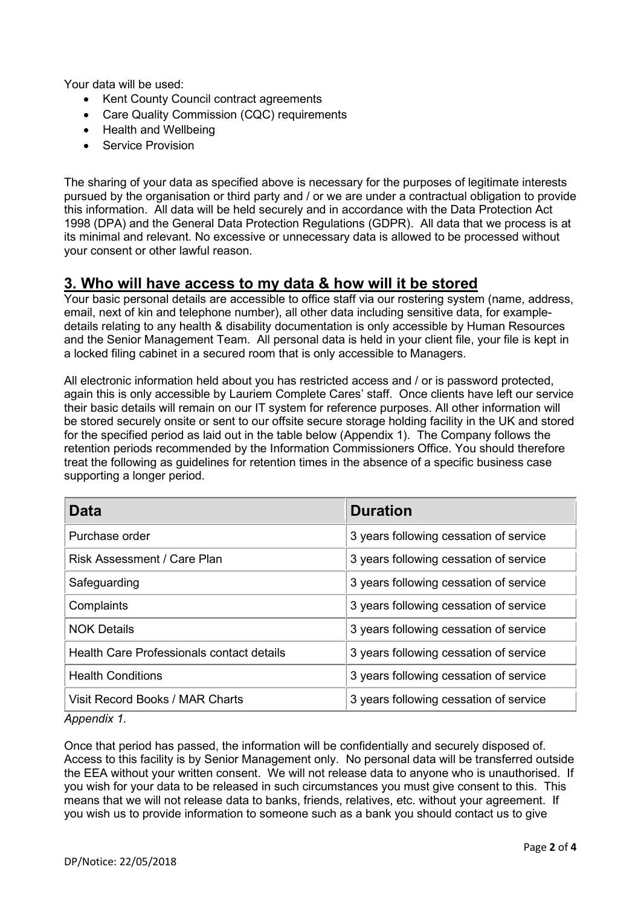Your data will be used:

- Kent County Council contract agreements
- Care Quality Commission (CQC) requirements
- Health and Wellbeing
- Service Provision

The sharing of your data as specified above is necessary for the purposes of legitimate interests pursued by the organisation or third party and / or we are under a contractual obligation to provide this information. All data will be held securely and in accordance with the Data Protection Act 1998 (DPA) and the General Data Protection Regulations (GDPR). All data that we process is at its minimal and relevant. No excessive or unnecessary data is allowed to be processed without your consent or other lawful reason.

## 3. Who will have access to my data & how will it be stored

Your basic personal details are accessible to office staff via our rostering system (name, address, email, next of kin and telephone number), all other data including sensitive data, for example-details relating to any health & disability documentation is only accessible by Human Resources and the Senior Management Team. All personal data is held in your client file, your file is kept in a locked filing cabinet in a secured room that is only accessible to Managers.

All electronic information held about you has restricted access and / or is password protected, again this is only accessible by Lauriem Complete Cares' staff. Once clients have left our service their basic details will remain on our IT system for reference purposes. All other information will be stored securely onsite or sent to our offsite secure storage holding facility in the UK and stored for the specified period as laid out in the table below (Appendix 1). The Company follows the retention periods recommended by the Information Commissioners Office. You should therefore treat the following as guidelines for retention times in the absence of a specific business case supporting a longer period.

| Data | Duration |
|---|---|
| Purchase order | 3 years following cessation of service |
| Risk Assessment / Care Plan | 3 years following cessation of service |
| Safeguarding | 3 years following cessation of service |
| Complaints | 3 years following cessation of service |
| NOK Details | 3 years following cessation of service |
| Health Care Professionals contact details | 3 years following cessation of service |
| Health Conditions | 3 years following cessation of service |
| Visit Record Books / MAR Charts | 3 years following cessation of service |

*Appendix 1.*

Once that period has passed, the information will be confidentially and securely disposed of. Access to this facility is by Senior Management only. No personal data will be transferred outside the EEA without your written consent. We will not release data to anyone who is unauthorised. If you wish for your data to be released in such circumstances you must give consent to this. This means that we will not release data to banks, friends, relatives, etc. without your agreement. If you wish us to provide information to someone such as a bank you should contact us to give

DP/Notice: 22/05/2018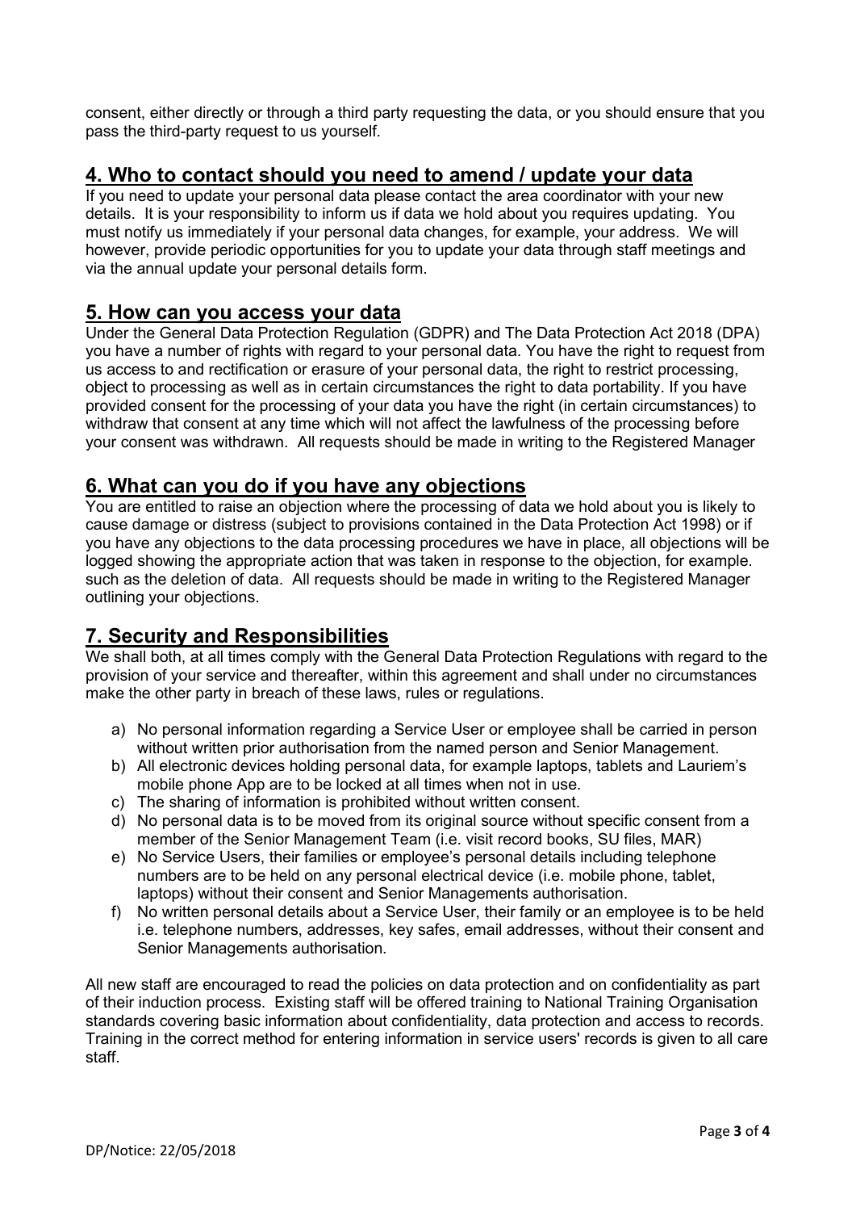consent, either directly or through a third party requesting the data, or you should ensure that you pass the third-party request to us yourself.

## 4. Who to contact should you need to amend / update your data

If you need to update your personal data please contact the area coordinator with your new details. It is your responsibility to inform us if data we hold about you requires updating. You must notify us immediately if your personal data changes, for example, your address. We will however, provide periodic opportunities for you to update your data through staff meetings and via the annual update your personal details form.

## 5. How can you access your data

Under the General Data Protection Regulation (GDPR) and The Data Protection Act 2018 (DPA) you have a number of rights with regard to your personal data. You have the right to request from us access to and rectification or erasure of your personal data, the right to restrict processing, object to processing as well as in certain circumstances the right to data portability. If you have provided consent for the processing of your data you have the right (in certain circumstances) to withdraw that consent at any time which will not affect the lawfulness of the processing before your consent was withdrawn. All requests should be made in writing to the Registered Manager

## 6. What can you do if you have any objections

You are entitled to raise an objection where the processing of data we hold about you is likely to cause damage or distress (subject to provisions contained in the Data Protection Act 1998) or if you have any objections to the data processing procedures we have in place, all objections will be logged showing the appropriate action that was taken in response to the objection, for example. such as the deletion of data. All requests should be made in writing to the Registered Manager outlining your objections.

## 7. Security and Responsibilities

We shall both, at all times comply with the General Data Protection Regulations with regard to the provision of your service and thereafter, within this agreement and shall under no circumstances make the other party in breach of these laws, rules or regulations.

a) No personal information regarding a Service User or employee shall be carried in person without written prior authorisation from the named person and Senior Management.
b) All electronic devices holding personal data, for example laptops, tablets and Lauriem's mobile phone App are to be locked at all times when not in use.
c) The sharing of information is prohibited without written consent.
d) No personal data is to be moved from its original source without specific consent from a member of the Senior Management Team (i.e. visit record books, SU files, MAR)
e) No Service Users, their families or employee's personal details including telephone numbers are to be held on any personal electrical device (i.e. mobile phone, tablet, laptops) without their consent and Senior Managements authorisation.
f) No written personal details about a Service User, their family or an employee is to be held i.e. telephone numbers, addresses, key safes, email addresses, without their consent and Senior Managements authorisation.

All new staff are encouraged to read the policies on data protection and on confidentiality as part of their induction process. Existing staff will be offered training to National Training Organisation standards covering basic information about confidentiality, data protection and access to records. Training in the correct method for entering information in service users' records is given to all care staff.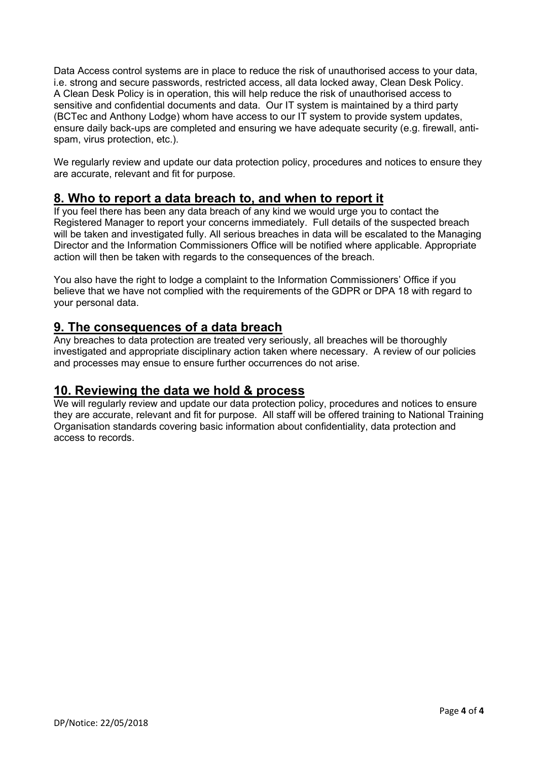Data Access control systems are in place to reduce the risk of unauthorised access to your data, i.e. strong and secure passwords, restricted access, all data locked away, Clean Desk Policy. A Clean Desk Policy is in operation, this will help reduce the risk of unauthorised access to sensitive and confidential documents and data. Our IT system is maintained by a third party (BCTec and Anthony Lodge) whom have access to our IT system to provide system updates, ensure daily back-ups are completed and ensuring we have adequate security (e.g. firewall, anti-spam, virus protection, etc.).

We regularly review and update our data protection policy, procedures and notices to ensure they are accurate, relevant and fit for purpose.

## 8. Who to report a data breach to, and when to report it

If you feel there has been any data breach of any kind we would urge you to contact the Registered Manager to report your concerns immediately. Full details of the suspected breach will be taken and investigated fully. All serious breaches in data will be escalated to the Managing Director and the Information Commissioners Office will be notified where applicable. Appropriate action will then be taken with regards to the consequences of the breach.

You also have the right to lodge a complaint to the Information Commissioners' Office if you believe that we have not complied with the requirements of the GDPR or DPA 18 with regard to your personal data.

## 9. The consequences of a data breach

Any breaches to data protection are treated very seriously, all breaches will be thoroughly investigated and appropriate disciplinary action taken where necessary. A review of our policies and processes may ensue to ensure further occurrences do not arise.

## 10. Reviewing the data we hold & process

We will regularly review and update our data protection policy, procedures and notices to ensure they are accurate, relevant and fit for purpose. All staff will be offered training to National Training Organisation standards covering basic information about confidentiality, data protection and access to records.

DP/Notice: 22/05/2018